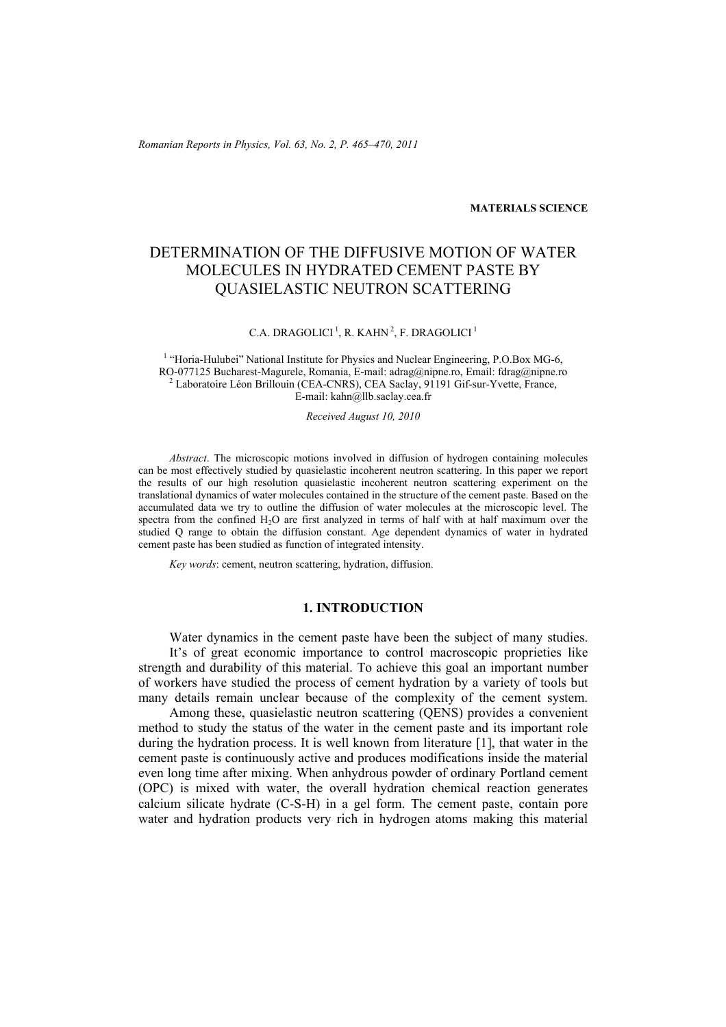**MATERIALS SCIENCE**

# DETERMINATION OF THE DIFFUSIVE MOTION OF WATER MOLECULES IN HYDRATED CEMENT PASTE BY QUASIELASTIC NEUTRON SCATTERING

C.A. DRAGOLICI [1], R. KAHN [2], F. DRAGOLICI [1]

[1] "Horia-Hulubei" National Institute for Physics and Nuclear Engineering, P.O.Box MG-6, RO-077125 Bucharest-Magurele, Romania, E-mail: adrag@nipne.ro, Email: fdrag@nipne.ro
[2] Laboratoire Léon Brillouin (CEA-CNRS), CEA Saclay, 91191 Gif-sur-Yvette, France, E-mail: kahn@llb.saclay.cea.fr

*Received August 10, 2010*

*Abstract*. The microscopic motions involved in diffusion of hydrogen containing molecules can be most effectively studied by quasielastic incoherent neutron scattering. In this paper we report the results of our high resolution quasielastic incoherent neutron scattering experiment on the translational dynamics of water molecules contained in the structure of the cement paste. Based on the accumulated data we try to outline the diffusion of water molecules at the microscopic level. The spectra from the confined $H_2O$ are first analyzed in terms of half with at half maximum over the studied Q range to obtain the diffusion constant. Age dependent dynamics of water in hydrated cement paste has been studied as function of integrated intensity.

*Key words*: cement, neutron scattering, hydration, diffusion.

## 1. INTRODUCTION

Water dynamics in the cement paste have been the subject of many studies.

It's of great economic importance to control macroscopic proprieties like strength and durability of this material. To achieve this goal an important number of workers have studied the process of cement hydration by a variety of tools but many details remain unclear because of the complexity of the cement system.

Among these, quasielastic neutron scattering (QENS) provides a convenient method to study the status of the water in the cement paste and its important role during the hydration process. It is well known from literature [1], that water in the cement paste is continuously active and produces modifications inside the material even long time after mixing. When anhydrous powder of ordinary Portland cement (OPC) is mixed with water, the overall hydration chemical reaction generates calcium silicate hydrate (C-S-H) in a gel form. The cement paste, contain pore water and hydration products very rich in hydrogen atoms making this material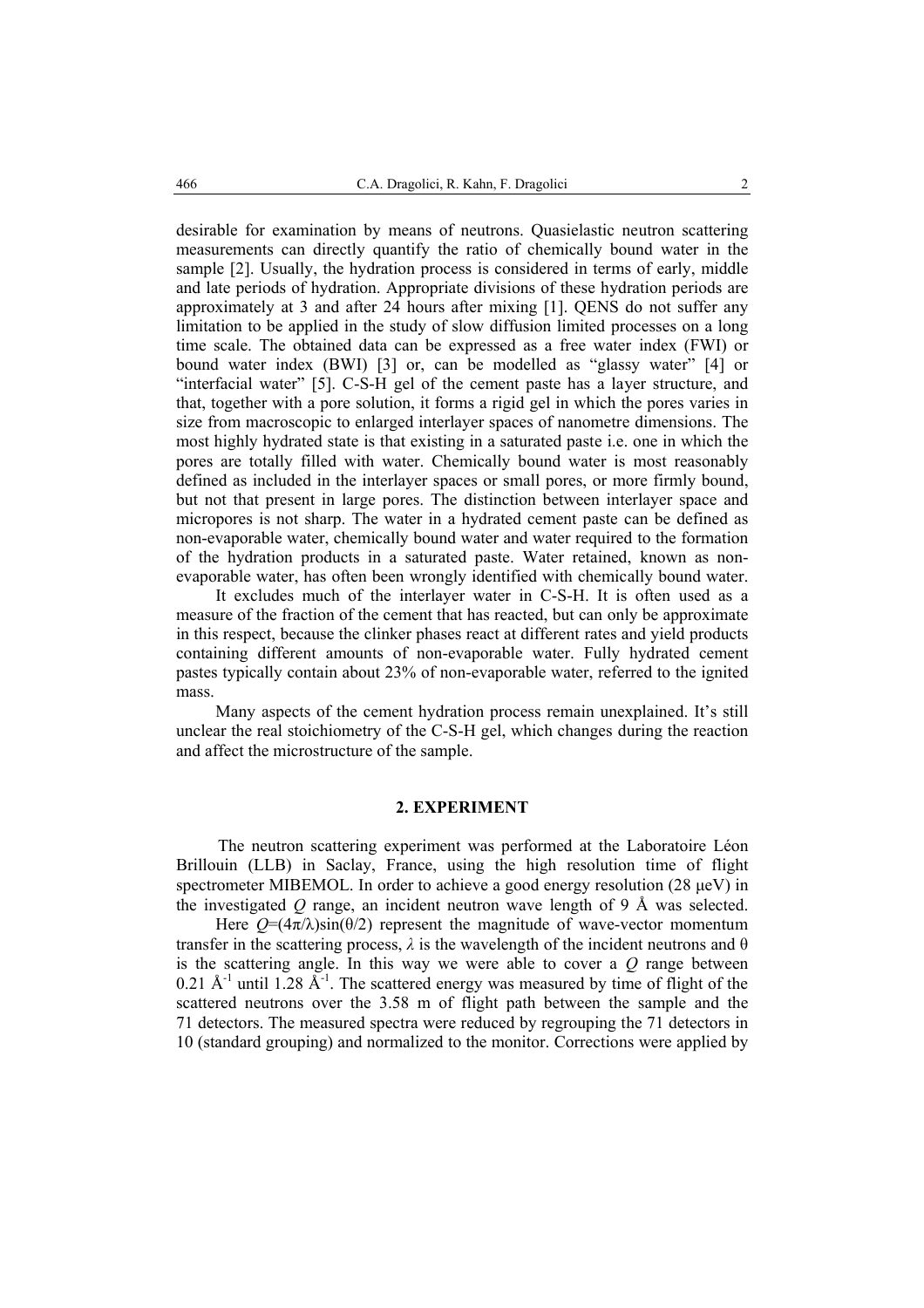desirable for examination by means of neutrons. Quasielastic neutron scattering measurements can directly quantify the ratio of chemically bound water in the sample [2]. Usually, the hydration process is considered in terms of early, middle and late periods of hydration. Appropriate divisions of these hydration periods are approximately at 3 and after 24 hours after mixing [1]. QENS do not suffer any limitation to be applied in the study of slow diffusion limited processes on a long time scale. The obtained data can be expressed as a free water index (FWI) or bound water index (BWI) [3] or, can be modelled as "glassy water" [4] or "interfacial water" [5]. C-S-H gel of the cement paste has a layer structure, and that, together with a pore solution, it forms a rigid gel in which the pores varies in size from macroscopic to enlarged interlayer spaces of nanometre dimensions. The most highly hydrated state is that existing in a saturated paste i.e. one in which the pores are totally filled with water. Chemically bound water is most reasonably defined as included in the interlayer spaces or small pores, or more firmly bound, but not that present in large pores. The distinction between interlayer space and micropores is not sharp. The water in a hydrated cement paste can be defined as non-evaporable water, chemically bound water and water required to the formation of the hydration products in a saturated paste. Water retained, known as non-evaporable water, has often been wrongly identified with chemically bound water.

It excludes much of the interlayer water in C-S-H. It is often used as a measure of the fraction of the cement that has reacted, but can only be approximate in this respect, because the clinker phases react at different rates and yield products containing different amounts of non-evaporable water. Fully hydrated cement pastes typically contain about 23% of non-evaporable water, referred to the ignited mass.

Many aspects of the cement hydration process remain unexplained. It's still unclear the real stoichiometry of the C-S-H gel, which changes during the reaction and affect the microstructure of the sample.

## 2. EXPERIMENT

The neutron scattering experiment was performed at the Laboratoire Léon Brillouin (LLB) in Saclay, France, using the high resolution time of flight spectrometer MIBEMOL. In order to achieve a good energy resolution (28 μeV) in the investigated $Q$ range, an incident neutron wave length of 9 Å was selected.

Here $Q=(4\pi/\lambda)\sin(\theta/2)$ represent the magnitude of wave-vector momentum transfer in the scattering process, $\lambda$ is the wavelength of the incident neutrons and $\theta$ is the scattering angle. In this way we were able to cover a $Q$ range between 0.21 $Å^{-1}$ until 1.28 $Å^{-1}$. The scattered energy was measured by time of flight of the scattered neutrons over the 3.58 m of flight path between the sample and the 71 detectors. The measured spectra were reduced by regrouping the 71 detectors in 10 (standard grouping) and normalized to the monitor. Corrections were applied by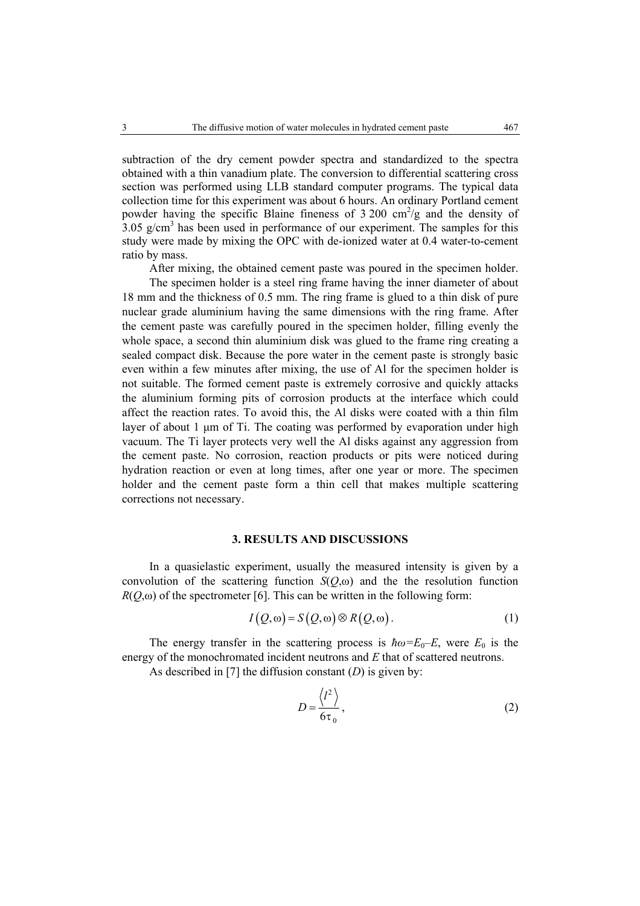subtraction of the dry cement powder spectra and standardized to the spectra obtained with a thin vanadium plate. The conversion to differential scattering cross section was performed using LLB standard computer programs. The typical data collection time for this experiment was about 6 hours. An ordinary Portland cement powder having the specific Blaine fineness of 3 200 $cm^2/g$ and the density of 3.05 $g/cm^3$ has been used in performance of our experiment. The samples for this study were made by mixing the OPC with de-ionized water at 0.4 water-to-cement ratio by mass.

After mixing, the obtained cement paste was poured in the specimen holder.

The specimen holder is a steel ring frame having the inner diameter of about 18 mm and the thickness of 0.5 mm. The ring frame is glued to a thin disk of pure nuclear grade aluminium having the same dimensions with the ring frame. After the cement paste was carefully poured in the specimen holder, filling evenly the whole space, a second thin aluminium disk was glued to the frame ring creating a sealed compact disk. Because the pore water in the cement paste is strongly basic even within a few minutes after mixing, the use of Al for the specimen holder is not suitable. The formed cement paste is extremely corrosive and quickly attacks the aluminium forming pits of corrosion products at the interface which could affect the reaction rates. To avoid this, the Al disks were coated with a thin film layer of about 1 μm of Ti. The coating was performed by evaporation under high vacuum. The Ti layer protects very well the Al disks against any aggression from the cement paste. No corrosion, reaction products or pits were noticed during hydration reaction or even at long times, after one year or more. The specimen holder and the cement paste form a thin cell that makes multiple scattering corrections not necessary.

## 3. RESULTS AND DISCUSSIONS

In a quasielastic experiment, usually the measured intensity is given by a convolution of the scattering function $S(Q,\omega)$ and the the resolution function $R(Q,\omega)$ of the spectrometer [6]. This can be written in the following form:

$$I(Q,\omega) = S(Q,\omega) \otimes R(Q,\omega). \tag{1}$$

The energy transfer in the scattering process is $\hbar\omega = E_0 - E$, were $E_0$ is the energy of the monochromated incident neutrons and $E$ that of scattered neutrons.

As described in [7] the diffusion constant ($D$) is given by:

$$D = \frac{\langle l^2 \rangle}{6\tau_0}, \tag{2}$$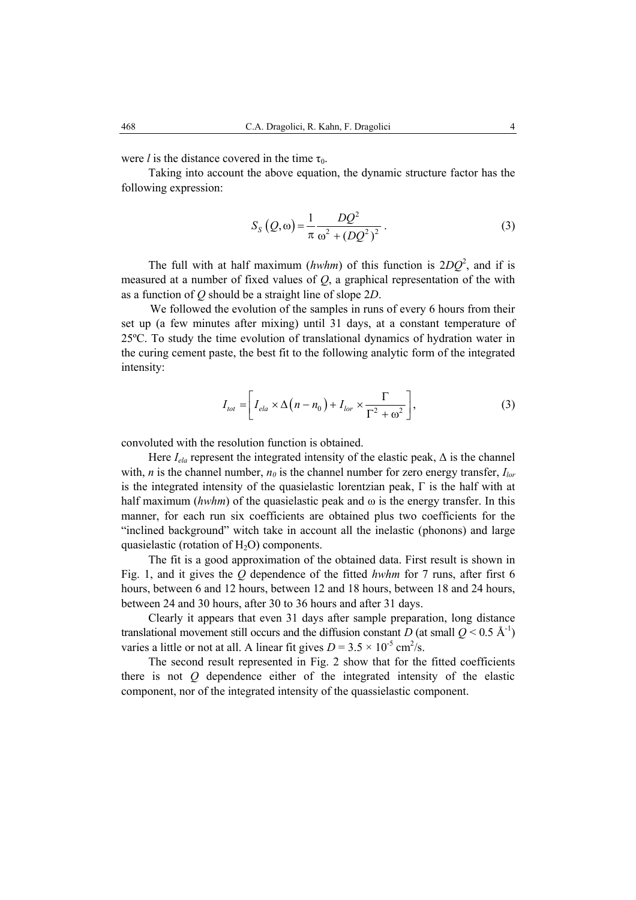were $l$ is the distance covered in the time $\tau_0$.

Taking into account the above equation, the dynamic structure factor has the following expression:

$$S_S\left(Q,\omega\right)=\frac{1}{\pi}\frac{DQ^2}{\omega^2+(DQ^2)^2}\ . \tag{3}$$

The full with at half maximum (*hwhm*) of this function is $2DQ^2$, and if is measured at a number of fixed values of $Q$, a graphical representation of the with as a function of $Q$ should be a straight line of slope $2D$.

We followed the evolution of the samples in runs of every 6 hours from their set up (a few minutes after mixing) until 31 days, at a constant temperature of 25ºC. To study the time evolution of translational dynamics of hydration water in the curing cement paste, the best fit to the following analytic form of the integrated intensity:

$$I_{tot}=\left[I_{ela}\times\Delta\left(n-n_0\right)+I_{lor}\times\frac{\Gamma}{\Gamma^2+\omega^2}\right], \tag{3}$$

convoluted with the resolution function is obtained.

Here $I_{ela}$ represent the integrated intensity of the elastic peak, $\Delta$ is the channel with, $n$ is the channel number, $n_0$ is the channel number for zero energy transfer, $I_{lor}$ is the integrated intensity of the quasielastic lorentzian peak, $\Gamma$ is the half with at half maximum (*hwhm*) of the quasielastic peak and $\omega$ is the energy transfer. In this manner, for each run six coefficients are obtained plus two coefficients for the "inclined background" witch take in account all the inelastic (phonons) and large quasielastic (rotation of $H_2O$) components.

The fit is a good approximation of the obtained data. First result is shown in Fig. 1, and it gives the $Q$ dependence of the fitted *hwhm* for 7 runs, after first 6 hours, between 6 and 12 hours, between 12 and 18 hours, between 18 and 24 hours, between 24 and 30 hours, after 30 to 36 hours and after 31 days.

Clearly it appears that even 31 days after sample preparation, long distance translational movement still occurs and the diffusion constant $D$ (at small $Q < 0.5$ Å$^{-1}$) varies a little or not at all. A linear fit gives $D = 3.5 \times 10^{-5}$ cm$^2$/s.

The second result represented in Fig. 2 show that for the fitted coefficients there is not $Q$ dependence either of the integrated intensity of the elastic component, nor of the integrated intensity of the quassielastic component.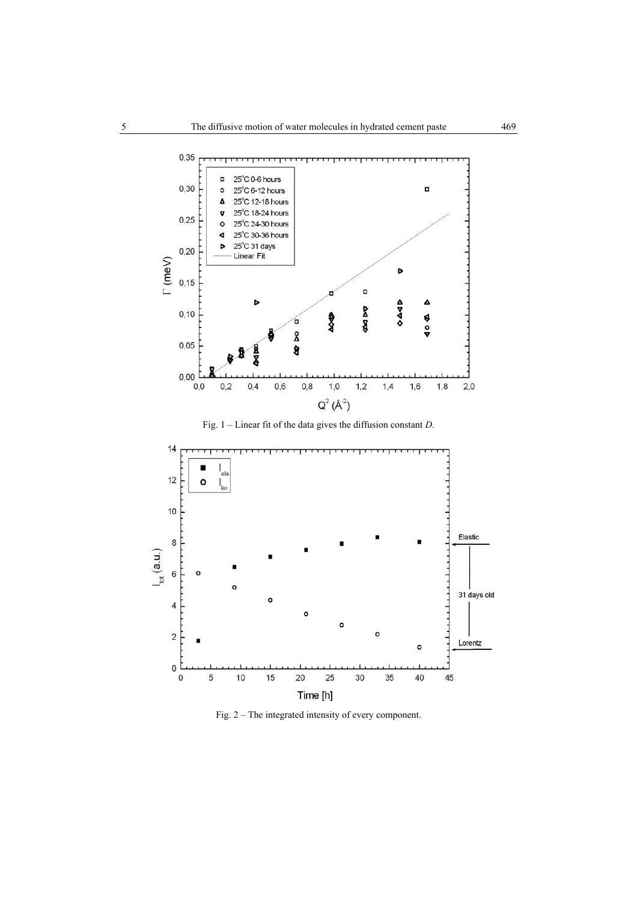Fig. 1 – Linear fit of the data gives the diffusion constant *D*.

Fig. 2 – The integrated intensity of every component.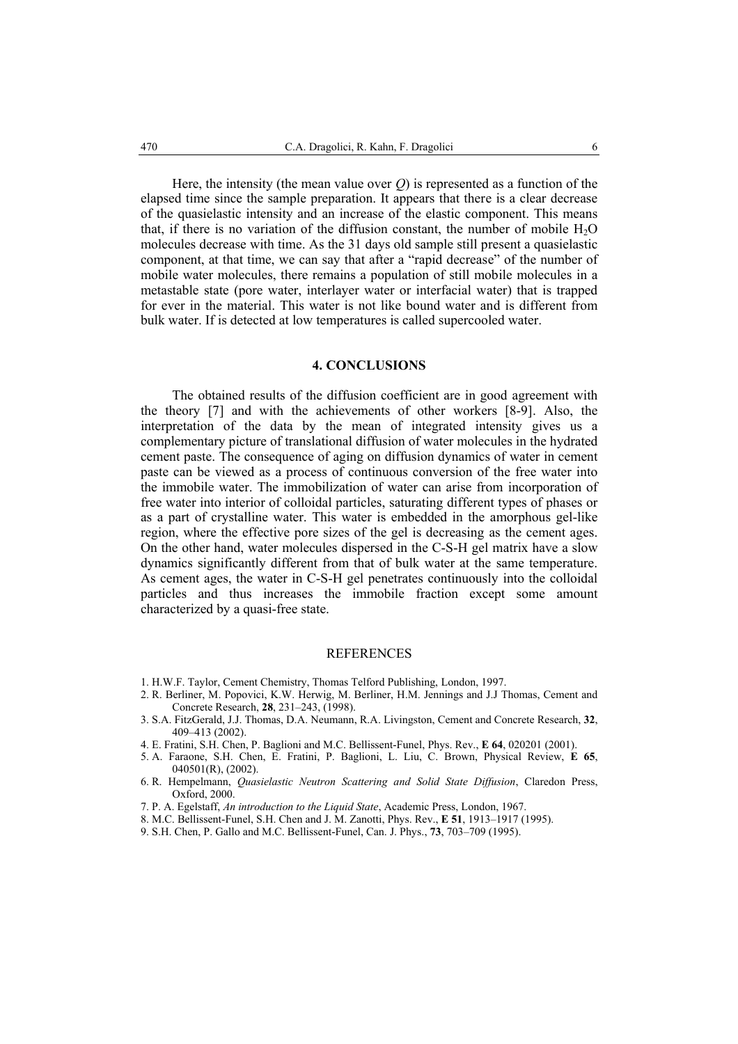Here, the intensity (the mean value over $Q$) is represented as a function of the elapsed time since the sample preparation. It appears that there is a clear decrease of the quasielastic intensity and an increase of the elastic component. This means that, if there is no variation of the diffusion constant, the number of mobile $H_2O$ molecules decrease with time. As the 31 days old sample still present a quasielastic component, at that time, we can say that after a "rapid decrease" of the number of mobile water molecules, there remains a population of still mobile molecules in a metastable state (pore water, interlayer water or interfacial water) that is trapped for ever in the material. This water is not like bound water and is different from bulk water. If is detected at low temperatures is called supercooled water.

## 4. CONCLUSIONS

The obtained results of the diffusion coefficient are in good agreement with the theory [7] and with the achievements of other workers [8-9]. Also, the interpretation of the data by the mean of integrated intensity gives us a complementary picture of translational diffusion of water molecules in the hydrated cement paste. The consequence of aging on diffusion dynamics of water in cement paste can be viewed as a process of continuous conversion of the free water into the immobile water. The immobilization of water can arise from incorporation of free water into interior of colloidal particles, saturating different types of phases or as a part of crystalline water. This water is embedded in the amorphous gel-like region, where the effective pore sizes of the gel is decreasing as the cement ages. On the other hand, water molecules dispersed in the C-S-H gel matrix have a slow dynamics significantly different from that of bulk water at the same temperature. As cement ages, the water in C-S-H gel penetrates continuously into the colloidal particles and thus increases the immobile fraction except some amount characterized by a quasi-free state.

## REFERENCES

1. H.W.F. Taylor, Cement Chemistry, Thomas Telford Publishing, London, 1997.
2. R. Berliner, M. Popovici, K.W. Herwig, M. Berliner, H.M. Jennings and J.J Thomas, Cement and Concrete Research, **28**, 231–243, (1998).
3. S.A. FitzGerald, J.J. Thomas, D.A. Neumann, R.A. Livingston, Cement and Concrete Research, **32**, 409–413 (2002).
4. E. Fratini, S.H. Chen, P. Baglioni and M.C. Bellissent-Funel, Phys. Rev., **E 64**, 020201 (2001).
5. A. Faraone, S.H. Chen, E. Fratini, P. Baglioni, L. Liu, C. Brown, Physical Review, **E 65**, 040501(R), (2002).
6. R. Hempelmann, *Quasielastic Neutron Scattering and Solid State Diffusion*, Claredon Press, Oxford, 2000.
7. P. A. Egelstaff, *An introduction to the Liquid State*, Academic Press, London, 1967.
8. M.C. Bellissent-Funel, S.H. Chen and J. M. Zanotti, Phys. Rev., **E 51**, 1913–1917 (1995).
9. S.H. Chen, P. Gallo and M.C. Bellissent-Funel, Can. J. Phys., **73**, 703–709 (1995).